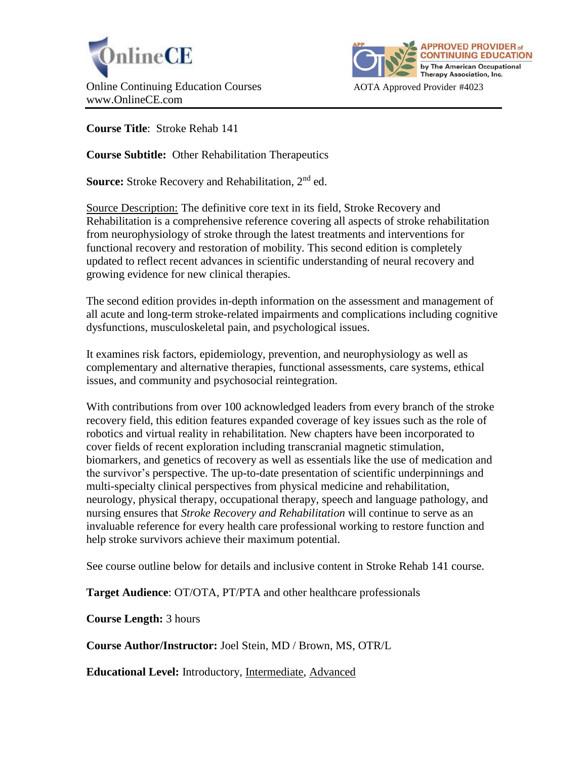OnlineCE

Online Continuing Education Courses
www.OnlineCE.com

APPROVED PROVIDER of CONTINUING EDUCATION by The American Occupational Therapy Association, Inc.

AOTA Approved Provider #4023

**Course Title**: Stroke Rehab 141

**Course Subtitle:** Other Rehabilitation Therapeutics

**Source:** Stroke Recovery and Rehabilitation, 2nd ed.

Source Description: The definitive core text in its field, Stroke Recovery and Rehabilitation is a comprehensive reference covering all aspects of stroke rehabilitation from neurophysiology of stroke through the latest treatments and interventions for functional recovery and restoration of mobility. This second edition is completely updated to reflect recent advances in scientific understanding of neural recovery and growing evidence for new clinical therapies.

The second edition provides in-depth information on the assessment and management of all acute and long-term stroke-related impairments and complications including cognitive dysfunctions, musculoskeletal pain, and psychological issues.

It examines risk factors, epidemiology, prevention, and neurophysiology as well as complementary and alternative therapies, functional assessments, care systems, ethical issues, and community and psychosocial reintegration.

With contributions from over 100 acknowledged leaders from every branch of the stroke recovery field, this edition features expanded coverage of key issues such as the role of robotics and virtual reality in rehabilitation. New chapters have been incorporated to cover fields of recent exploration including transcranial magnetic stimulation, biomarkers, and genetics of recovery as well as essentials like the use of medication and the survivor's perspective. The up-to-date presentation of scientific underpinnings and multi-specialty clinical perspectives from physical medicine and rehabilitation, neurology, physical therapy, occupational therapy, speech and language pathology, and nursing ensures that *Stroke Recovery and Rehabilitation* will continue to serve as an invaluable reference for every health care professional working to restore function and help stroke survivors achieve their maximum potential.

See course outline below for details and inclusive content in Stroke Rehab 141 course.

**Target Audience**: OT/OTA, PT/PTA and other healthcare professionals

**Course Length:** 3 hours

**Course Author/Instructor:** Joel Stein, MD / Brown, MS, OTR/L

**Educational Level:** Introductory, Intermediate, Advanced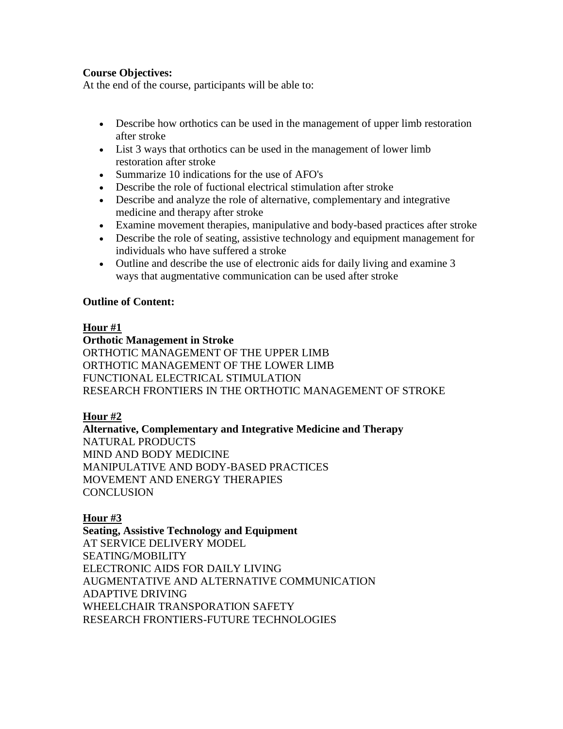**Course Objectives:**
At the end of the course, participants will be able to:

- Describe how orthotics can be used in the management of upper limb restoration after stroke
- List 3 ways that orthotics can be used in the management of lower limb restoration after stroke
- Summarize 10 indications for the use of AFO's
- Describe the role of fuctional electrical stimulation after stroke
- Describe and analyze the role of alternative, complementary and integrative medicine and therapy after stroke
- Examine movement therapies, manipulative and body-based practices after stroke
- Describe the role of seating, assistive technology and equipment management for individuals who have suffered a stroke
- Outline and describe the use of electronic aids for daily living and examine 3 ways that augmentative communication can be used after stroke

**Outline of Content:**

**<u>Hour #1</u>**
**Orthotic Management in Stroke**
ORTHOTIC MANAGEMENT OF THE UPPER LIMB
ORTHOTIC MANAGEMENT OF THE LOWER LIMB
FUNCTIONAL ELECTRICAL STIMULATION
RESEARCH FRONTIERS IN THE ORTHOTIC MANAGEMENT OF STROKE

**<u>Hour #2</u>**
**Alternative, Complementary and Integrative Medicine and Therapy**
NATURAL PRODUCTS
MIND AND BODY MEDICINE
MANIPULATIVE AND BODY-BASED PRACTICES
MOVEMENT AND ENERGY THERAPIES
CONCLUSION

**<u>Hour #3</u>**
**Seating, Assistive Technology and Equipment**
AT SERVICE DELIVERY MODEL
SEATING/MOBILITY
ELECTRONIC AIDS FOR DAILY LIVING
AUGMENTATIVE AND ALTERNATIVE COMMUNICATION
ADAPTIVE DRIVING
WHEELCHAIR TRANSPORATION SAFETY
RESEARCH FRONTIERS-FUTURE TECHNOLOGIES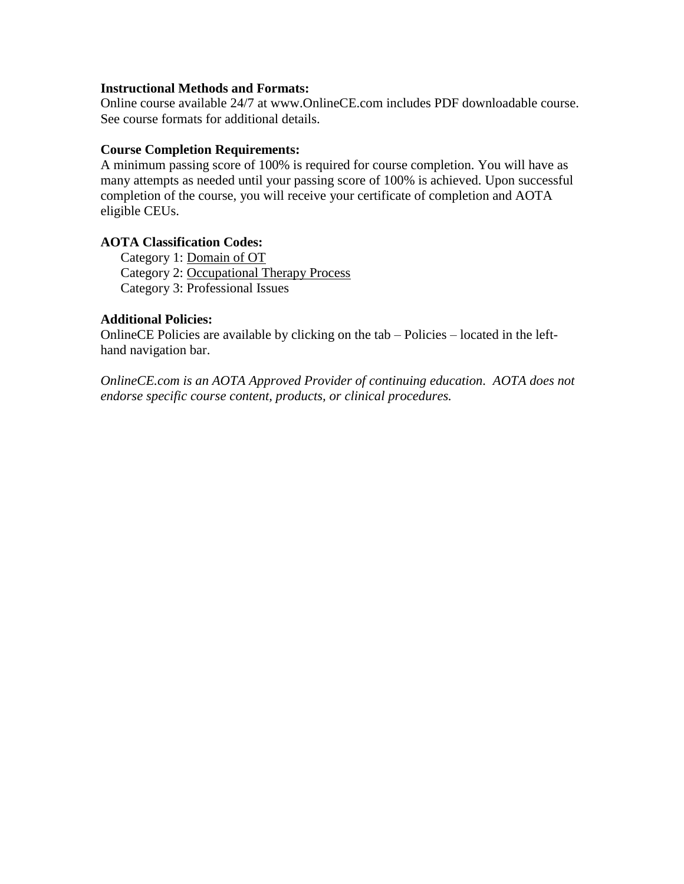**Instructional Methods and Formats:**
Online course available 24/7 at www.OnlineCE.com includes PDF downloadable course. See course formats for additional details.

**Course Completion Requirements:**
A minimum passing score of 100% is required for course completion. You will have as many attempts as needed until your passing score of 100% is achieved. Upon successful completion of the course, you will receive your certificate of completion and AOTA eligible CEUs.

**AOTA Classification Codes:**

Category 1: Domain of OT
Category 2: Occupational Therapy Process
Category 3: Professional Issues

**Additional Policies:**
OnlineCE Policies are available by clicking on the tab – Policies – located in the left-hand navigation bar.

*OnlineCE.com is an AOTA Approved Provider of continuing education. AOTA does not endorse specific course content, products, or clinical procedures.*